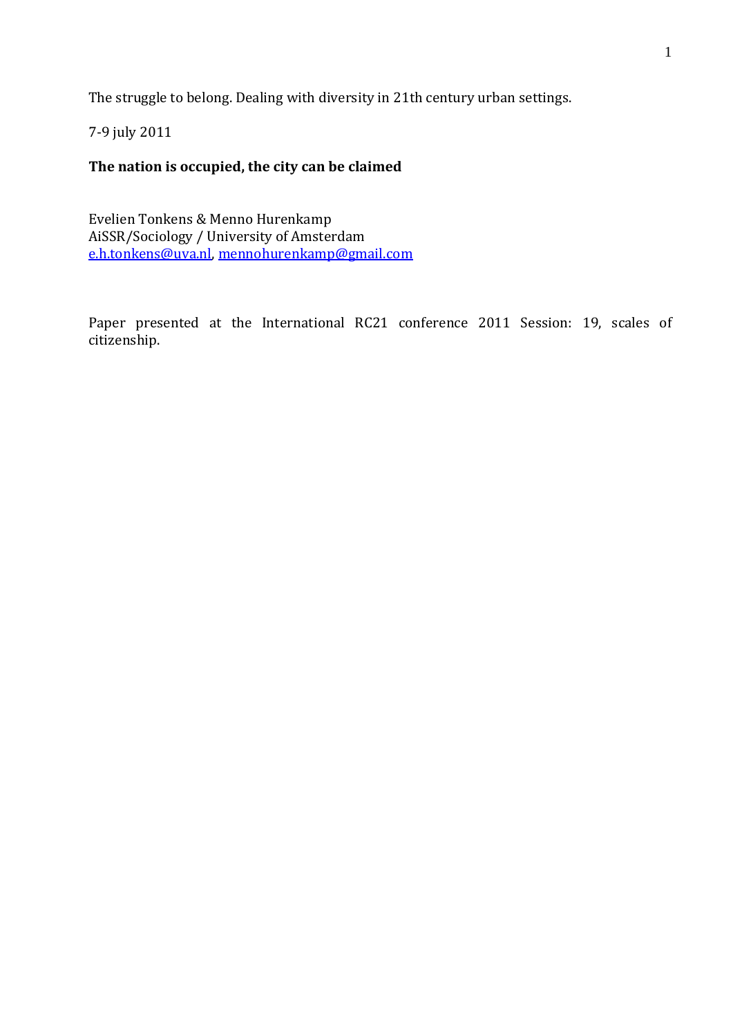The struggle to belong. Dealing with diversity in 21th century urban settings.

7-9 july 2011

**The nation is occupied, the city can be claimed**

Evelien Tonkens & Menno Hurenkamp
AiSSR/Sociology / University of Amsterdam
e.h.tonkens@uva.nl, mennohurenkamp@gmail.com

Paper presented at the International RC21 conference 2011 Session: 19, scales of citizenship.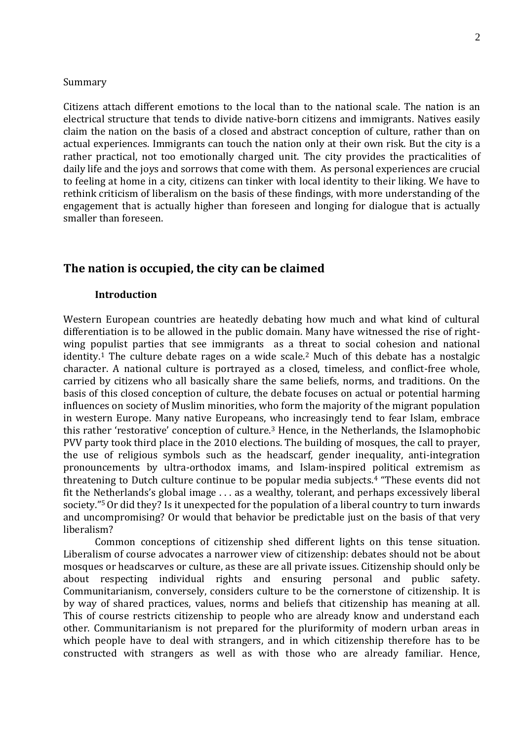Summary

Citizens attach different emotions to the local than to the national scale. The nation is an electrical structure that tends to divide native-born citizens and immigrants. Natives easily claim the nation on the basis of a closed and abstract conception of culture, rather than on actual experiences. Immigrants can touch the nation only at their own risk. But the city is a rather practical, not too emotionally charged unit. The city provides the practicalities of daily life and the joys and sorrows that come with them. As personal experiences are crucial to feeling at home in a city, citizens can tinker with local identity to their liking. We have to rethink criticism of liberalism on the basis of these findings, with more understanding of the engagement that is actually higher than foreseen and longing for dialogue that is actually smaller than foreseen.

## The nation is occupied, the city can be claimed

### Introduction

Western European countries are heatedly debating how much and what kind of cultural differentiation is to be allowed in the public domain. Many have witnessed the rise of right-wing populist parties that see immigrants as a threat to social cohesion and national identity.[1] The culture debate rages on a wide scale.[2] Much of this debate has a nostalgic character. A national culture is portrayed as a closed, timeless, and conflict-free whole, carried by citizens who all basically share the same beliefs, norms, and traditions. On the basis of this closed conception of culture, the debate focuses on actual or potential harming influences on society of Muslim minorities, who form the majority of the migrant population in western Europe. Many native Europeans, who increasingly tend to fear Islam, embrace this rather 'restorative' conception of culture.[3] Hence, in the Netherlands, the Islamophobic PVV party took third place in the 2010 elections. The building of mosques, the call to prayer, the use of religious symbols such as the headscarf, gender inequality, anti-integration pronouncements by ultra-orthodox imams, and Islam-inspired political extremism as threatening to Dutch culture continue to be popular media subjects.[4] "These events did not fit the Netherlands's global image . . . as a wealthy, tolerant, and perhaps excessively liberal society."[5] Or did they? Is it unexpected for the population of a liberal country to turn inwards and uncompromising? Or would that behavior be predictable just on the basis of that very liberalism?

Common conceptions of citizenship shed different lights on this tense situation. Liberalism of course advocates a narrower view of citizenship: debates should not be about mosques or headscarves or culture, as these are all private issues. Citizenship should only be about respecting individual rights and ensuring personal and public safety. Communitarianism, conversely, considers culture to be the cornerstone of citizenship. It is by way of shared practices, values, norms and beliefs that citizenship has meaning at all. This of course restricts citizenship to people who are already know and understand each other. Communitarianism is not prepared for the pluriformity of modern urban areas in which people have to deal with strangers, and in which citizenship therefore has to be constructed with strangers as well as with those who are already familiar. Hence,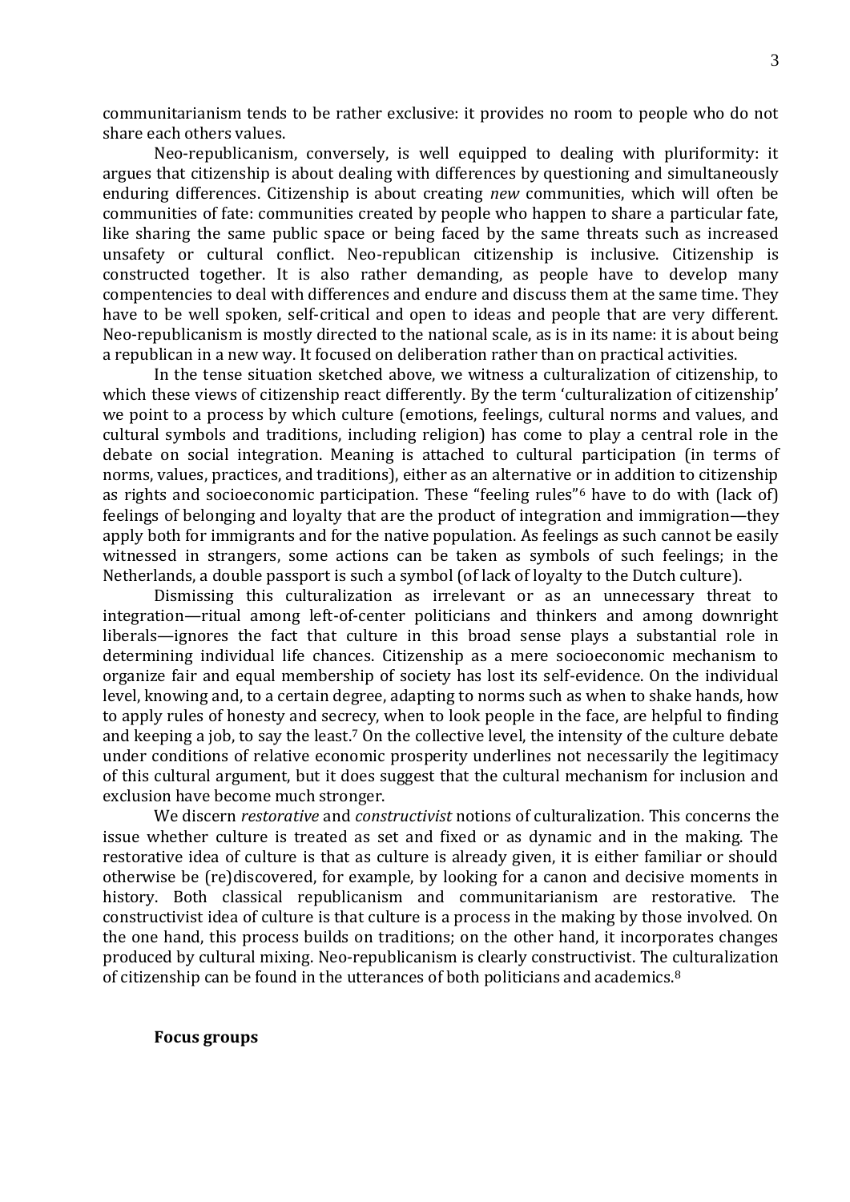communitarianism tends to be rather exclusive: it provides no room to people who do not share each others values.

Neo-republicanism, conversely, is well equipped to dealing with pluriformity: it argues that citizenship is about dealing with differences by questioning and simultaneously enduring differences. Citizenship is about creating *new* communities, which will often be communities of fate: communities created by people who happen to share a particular fate, like sharing the same public space or being faced by the same threats such as increased unsafety or cultural conflict. Neo-republican citizenship is inclusive. Citizenship is constructed together. It is also rather demanding, as people have to develop many compentencies to deal with differences and endure and discuss them at the same time. They have to be well spoken, self-critical and open to ideas and people that are very different. Neo-republicanism is mostly directed to the national scale, as is in its name: it is about being a republican in a new way. It focused on deliberation rather than on practical activities.

In the tense situation sketched above, we witness a culturalization of citizenship, to which these views of citizenship react differently. By the term 'culturalization of citizenship' we point to a process by which culture (emotions, feelings, cultural norms and values, and cultural symbols and traditions, including religion) has come to play a central role in the debate on social integration. Meaning is attached to cultural participation (in terms of norms, values, practices, and traditions), either as an alternative or in addition to citizenship as rights and socioeconomic participation. These "feeling rules"[6] have to do with (lack of) feelings of belonging and loyalty that are the product of integration and immigration—they apply both for immigrants and for the native population. As feelings as such cannot be easily witnessed in strangers, some actions can be taken as symbols of such feelings; in the Netherlands, a double passport is such a symbol (of lack of loyalty to the Dutch culture).

Dismissing this culturalization as irrelevant or as an unnecessary threat to integration—ritual among left-of-center politicians and thinkers and among downright liberals—ignores the fact that culture in this broad sense plays a substantial role in determining individual life chances. Citizenship as a mere socioeconomic mechanism to organize fair and equal membership of society has lost its self-evidence. On the individual level, knowing and, to a certain degree, adapting to norms such as when to shake hands, how to apply rules of honesty and secrecy, when to look people in the face, are helpful to finding and keeping a job, to say the least.[7] On the collective level, the intensity of the culture debate under conditions of relative economic prosperity underlines not necessarily the legitimacy of this cultural argument, but it does suggest that the cultural mechanism for inclusion and exclusion have become much stronger.

We discern *restorative* and *constructivist* notions of culturalization. This concerns the issue whether culture is treated as set and fixed or as dynamic and in the making. The restorative idea of culture is that as culture is already given, it is either familiar or should otherwise be (re)discovered, for example, by looking for a canon and decisive moments in history. Both classical republicanism and communitarianism are restorative. The constructivist idea of culture is that culture is a process in the making by those involved. On the one hand, this process builds on traditions; on the other hand, it incorporates changes produced by cultural mixing. Neo-republicanism is clearly constructivist. The culturalization of citizenship can be found in the utterances of both politicians and academics.[8]

**Focus groups**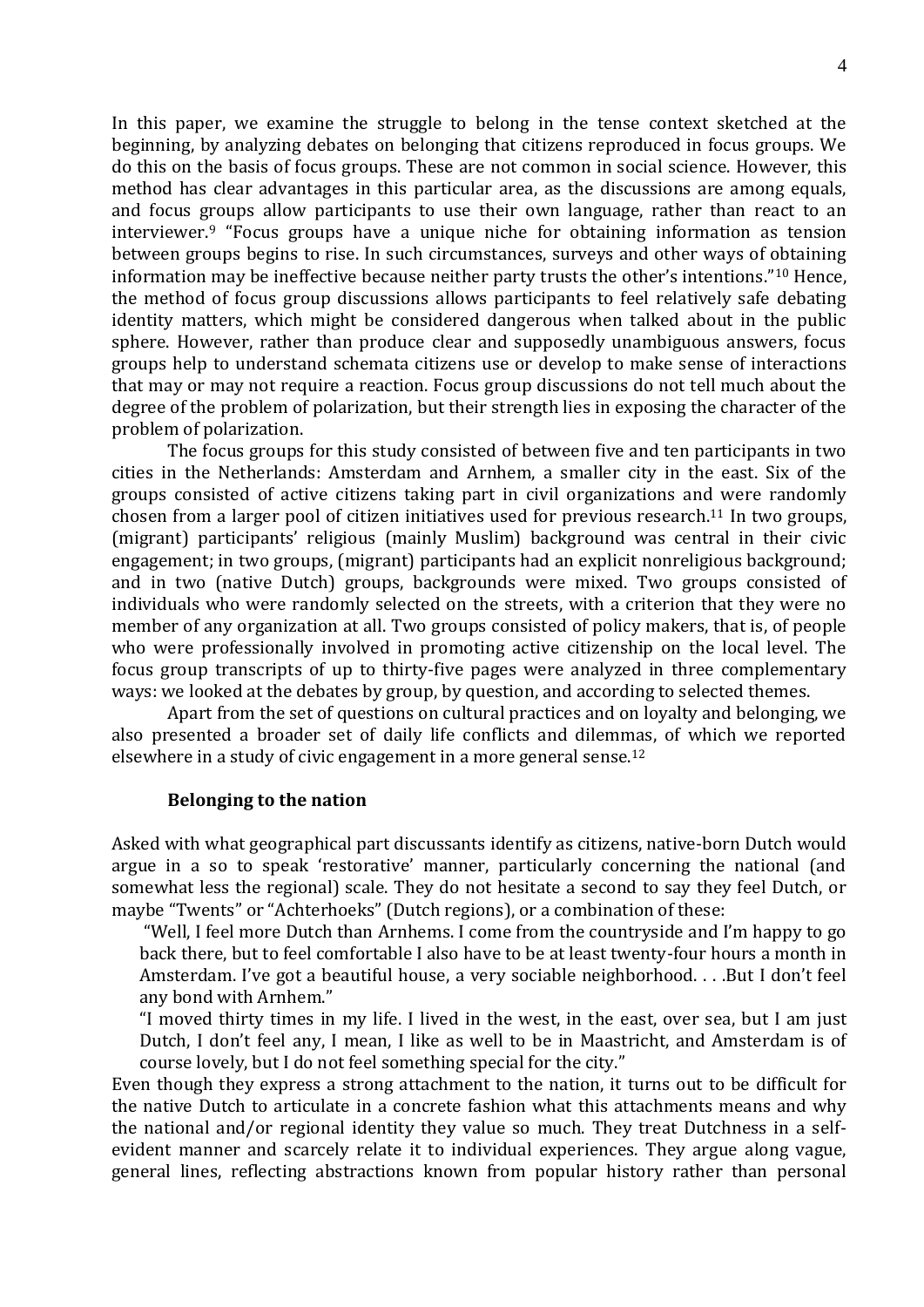In this paper, we examine the struggle to belong in the tense context sketched at the beginning, by analyzing debates on belonging that citizens reproduced in focus groups. We do this on the basis of focus groups. These are not common in social science. However, this method has clear advantages in this particular area, as the discussions are among equals, and focus groups allow participants to use their own language, rather than react to an interviewer.[9] "Focus groups have a unique niche for obtaining information as tension between groups begins to rise. In such circumstances, surveys and other ways of obtaining information may be ineffective because neither party trusts the other's intentions."[10] Hence, the method of focus group discussions allows participants to feel relatively safe debating identity matters, which might be considered dangerous when talked about in the public sphere. However, rather than produce clear and supposedly unambiguous answers, focus groups help to understand schemata citizens use or develop to make sense of interactions that may or may not require a reaction. Focus group discussions do not tell much about the degree of the problem of polarization, but their strength lies in exposing the character of the problem of polarization.

The focus groups for this study consisted of between five and ten participants in two cities in the Netherlands: Amsterdam and Arnhem, a smaller city in the east. Six of the groups consisted of active citizens taking part in civil organizations and were randomly chosen from a larger pool of citizen initiatives used for previous research.[11] In two groups, (migrant) participants' religious (mainly Muslim) background was central in their civic engagement; in two groups, (migrant) participants had an explicit nonreligious background; and in two (native Dutch) groups, backgrounds were mixed. Two groups consisted of individuals who were randomly selected on the streets, with a criterion that they were no member of any organization at all. Two groups consisted of policy makers, that is, of people who were professionally involved in promoting active citizenship on the local level. The focus group transcripts of up to thirty-five pages were analyzed in three complementary ways: we looked at the debates by group, by question, and according to selected themes.

Apart from the set of questions on cultural practices and on loyalty and belonging, we also presented a broader set of daily life conflicts and dilemmas, of which we reported elsewhere in a study of civic engagement in a more general sense.[12]

## Belonging to the nation

Asked with what geographical part discussants identify as citizens, native-born Dutch would argue in a so to speak 'restorative' manner, particularly concerning the national (and somewhat less the regional) scale. They do not hesitate a second to say they feel Dutch, or maybe "Twents" or "Achterhoeks" (Dutch regions), or a combination of these:

> "Well, I feel more Dutch than Arnhems. I come from the countryside and I'm happy to go back there, but to feel comfortable I also have to be at least twenty-four hours a month in Amsterdam. I've got a beautiful house, a very sociable neighborhood. . . .But I don't feel any bond with Arnhem."

> "I moved thirty times in my life. I lived in the west, in the east, over sea, but I am just Dutch, I don't feel any, I mean, I like as well to be in Maastricht, and Amsterdam is of course lovely, but I do not feel something special for the city."

Even though they express a strong attachment to the nation, it turns out to be difficult for the native Dutch to articulate in a concrete fashion what this attachments means and why the national and/or regional identity they value so much. They treat Dutchness in a self-evident manner and scarcely relate it to individual experiences. They argue along vague, general lines, reflecting abstractions known from popular history rather than personal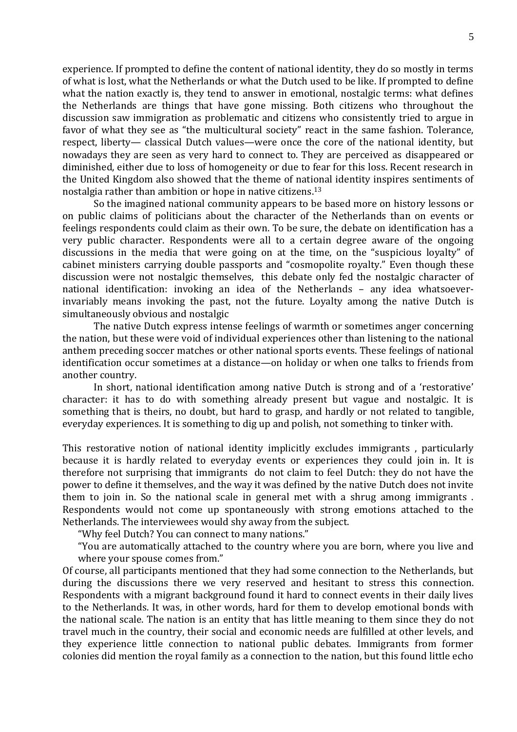experience. If prompted to define the content of national identity, they do so mostly in terms of what is lost, what the Netherlands or what the Dutch used to be like. If prompted to define what the nation exactly is, they tend to answer in emotional, nostalgic terms: what defines the Netherlands are things that have gone missing. Both citizens who throughout the discussion saw immigration as problematic and citizens who consistently tried to argue in favor of what they see as "the multicultural society" react in the same fashion. Tolerance, respect, liberty— classical Dutch values—were once the core of the national identity, but nowadays they are seen as very hard to connect to. They are perceived as disappeared or diminished, either due to loss of homogeneity or due to fear for this loss. Recent research in the United Kingdom also showed that the theme of national identity inspires sentiments of nostalgia rather than ambition or hope in native citizens.[13]

So the imagined national community appears to be based more on history lessons or on public claims of politicians about the character of the Netherlands than on events or feelings respondents could claim as their own. To be sure, the debate on identification has a very public character. Respondents were all to a certain degree aware of the ongoing discussions in the media that were going on at the time, on the "suspicious loyalty" of cabinet ministers carrying double passports and "cosmopolite royalty." Even though these discussion were not nostalgic themselves, this debate only fed the nostalgic character of national identification: invoking an idea of the Netherlands – any idea whatsoever- invariably means invoking the past, not the future. Loyalty among the native Dutch is simultaneously obvious and nostalgic

The native Dutch express intense feelings of warmth or sometimes anger concerning the nation, but these were void of individual experiences other than listening to the national anthem preceding soccer matches or other national sports events. These feelings of national identification occur sometimes at a distance—on holiday or when one talks to friends from another country.

In short, national identification among native Dutch is strong and of a 'restorative' character: it has to do with something already present but vague and nostalgic. It is something that is theirs, no doubt, but hard to grasp, and hardly or not related to tangible, everyday experiences. It is something to dig up and polish, not something to tinker with.

This restorative notion of national identity implicitly excludes immigrants , particularly because it is hardly related to everyday events or experiences they could join in. It is therefore not surprising that immigrants do not claim to feel Dutch: they do not have the power to define it themselves, and the way it was defined by the native Dutch does not invite them to join in. So the national scale in general met with a shrug among immigrants . Respondents would not come up spontaneously with strong emotions attached to the Netherlands. The interviewees would shy away from the subject.

"Why feel Dutch? You can connect to many nations."

"You are automatically attached to the country where you are born, where you live and where your spouse comes from."

Of course, all participants mentioned that they had some connection to the Netherlands, but during the discussions there we very reserved and hesitant to stress this connection. Respondents with a migrant background found it hard to connect events in their daily lives to the Netherlands. It was, in other words, hard for them to develop emotional bonds with the national scale. The nation is an entity that has little meaning to them since they do not travel much in the country, their social and economic needs are fulfilled at other levels, and they experience little connection to national public debates. Immigrants from former colonies did mention the royal family as a connection to the nation, but this found little echo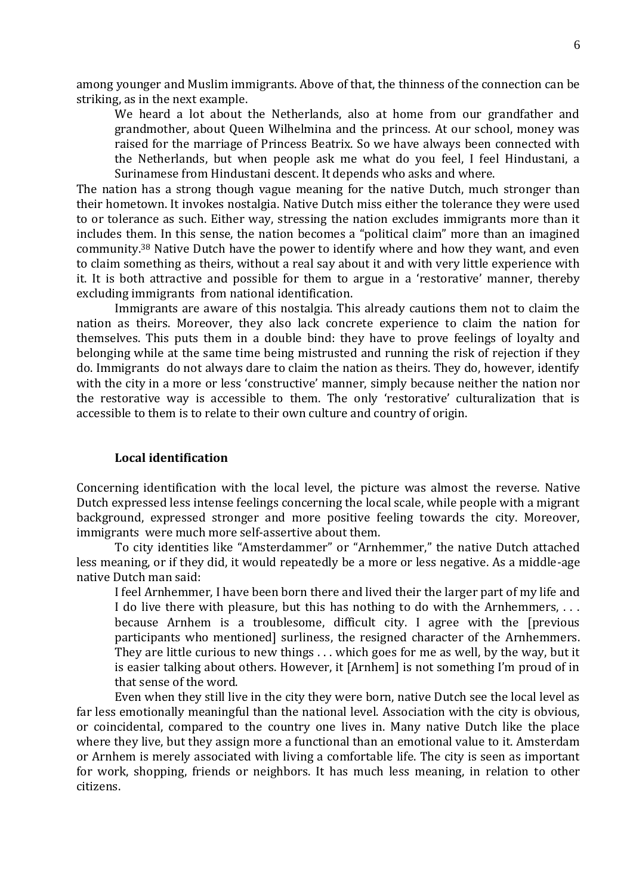among younger and Muslim immigrants. Above of that, the thinness of the connection can be striking, as in the next example.

> We heard a lot about the Netherlands, also at home from our grandfather and grandmother, about Queen Wilhelmina and the princess. At our school, money was raised for the marriage of Princess Beatrix. So we have always been connected with the Netherlands, but when people ask me what do you feel, I feel Hindustani, a Surinamese from Hindustani descent. It depends who asks and where.

The nation has a strong though vague meaning for the native Dutch, much stronger than their hometown. It invokes nostalgia. Native Dutch miss either the tolerance they were used to or tolerance as such. Either way, stressing the nation excludes immigrants more than it includes them. In this sense, the nation becomes a "political claim" more than an imagined community.[38] Native Dutch have the power to identify where and how they want, and even to claim something as theirs, without a real say about it and with very little experience with it. It is both attractive and possible for them to argue in a 'restorative' manner, thereby excluding immigrants from national identification.

Immigrants are aware of this nostalgia. This already cautions them not to claim the nation as theirs. Moreover, they also lack concrete experience to claim the nation for themselves. This puts them in a double bind: they have to prove feelings of loyalty and belonging while at the same time being mistrusted and running the risk of rejection if they do. Immigrants do not always dare to claim the nation as theirs. They do, however, identify with the city in a more or less 'constructive' manner, simply because neither the nation nor the restorative way is accessible to them. The only 'restorative' culturalization that is accessible to them is to relate to their own culture and country of origin.

### Local identification

Concerning identification with the local level, the picture was almost the reverse. Native Dutch expressed less intense feelings concerning the local scale, while people with a migrant background, expressed stronger and more positive feeling towards the city. Moreover, immigrants were much more self-assertive about them.

To city identities like "Amsterdammer" or "Arnhemmer," the native Dutch attached less meaning, or if they did, it would repeatedly be a more or less negative. As a middle-age native Dutch man said:

> I feel Arnhemmer, I have been born there and lived their the larger part of my life and I do live there with pleasure, but this has nothing to do with the Arnhemmers, . . . because Arnhem is a troublesome, difficult city. I agree with the [previous participants who mentioned] surliness, the resigned character of the Arnhemmers. They are little curious to new things . . . which goes for me as well, by the way, but it is easier talking about others. However, it [Arnhem] is not something I'm proud of in that sense of the word.

Even when they still live in the city they were born, native Dutch see the local level as far less emotionally meaningful than the national level. Association with the city is obvious, or coincidental, compared to the country one lives in. Many native Dutch like the place where they live, but they assign more a functional than an emotional value to it. Amsterdam or Arnhem is merely associated with living a comfortable life. The city is seen as important for work, shopping, friends or neighbors. It has much less meaning, in relation to other citizens.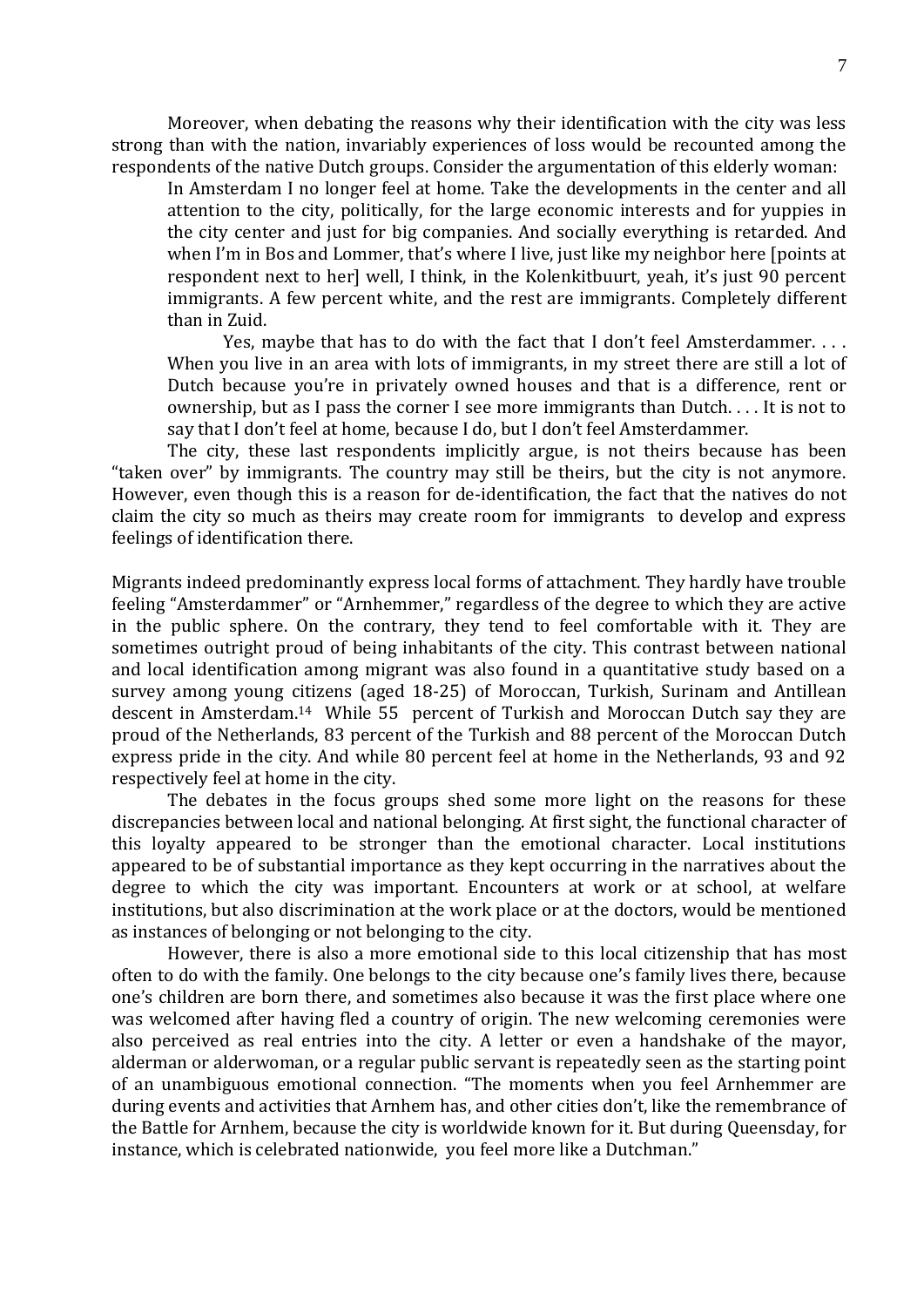Moreover, when debating the reasons why their identification with the city was less strong than with the nation, invariably experiences of loss would be recounted among the respondents of the native Dutch groups. Consider the argumentation of this elderly woman:

> In Amsterdam I no longer feel at home. Take the developments in the center and all attention to the city, politically, for the large economic interests and for yuppies in the city center and just for big companies. And socially everything is retarded. And when I'm in Bos and Lommer, that's where I live, just like my neighbor here [points at respondent next to her] well, I think, in the Kolenkitbuurt, yeah, it's just 90 percent immigrants. A few percent white, and the rest are immigrants. Completely different than in Zuid.
>
> Yes, maybe that has to do with the fact that I don't feel Amsterdammer. . . . When you live in an area with lots of immigrants, in my street there are still a lot of Dutch because you're in privately owned houses and that is a difference, rent or ownership, but as I pass the corner I see more immigrants than Dutch. . . . It is not to say that I don't feel at home, because I do, but I don't feel Amsterdammer.

The city, these last respondents implicitly argue, is not theirs because has been "taken over" by immigrants. The country may still be theirs, but the city is not anymore. However, even though this is a reason for de-identification, the fact that the natives do not claim the city so much as theirs may create room for immigrants to develop and express feelings of identification there.

Migrants indeed predominantly express local forms of attachment. They hardly have trouble feeling "Amsterdammer" or "Arnhemmer," regardless of the degree to which they are active in the public sphere. On the contrary, they tend to feel comfortable with it. They are sometimes outright proud of being inhabitants of the city. This contrast between national and local identification among migrant was also found in a quantitative study based on a survey among young citizens (aged 18-25) of Moroccan, Turkish, Surinam and Antillean descent in Amsterdam.[14] While 55 percent of Turkish and Moroccan Dutch say they are proud of the Netherlands, 83 percent of the Turkish and 88 percent of the Moroccan Dutch express pride in the city. And while 80 percent feel at home in the Netherlands, 93 and 92 respectively feel at home in the city.

The debates in the focus groups shed some more light on the reasons for these discrepancies between local and national belonging. At first sight, the functional character of this loyalty appeared to be stronger than the emotional character. Local institutions appeared to be of substantial importance as they kept occurring in the narratives about the degree to which the city was important. Encounters at work or at school, at welfare institutions, but also discrimination at the work place or at the doctors, would be mentioned as instances of belonging or not belonging to the city.

However, there is also a more emotional side to this local citizenship that has most often to do with the family. One belongs to the city because one's family lives there, because one's children are born there, and sometimes also because it was the first place where one was welcomed after having fled a country of origin. The new welcoming ceremonies were also perceived as real entries into the city. A letter or even a handshake of the mayor, alderman or alderwoman, or a regular public servant is repeatedly seen as the starting point of an unambiguous emotional connection. "The moments when you feel Arnhemmer are during events and activities that Arnhem has, and other cities don't, like the remembrance of the Battle for Arnhem, because the city is worldwide known for it. But during Queensday, for instance, which is celebrated nationwide, you feel more like a Dutchman."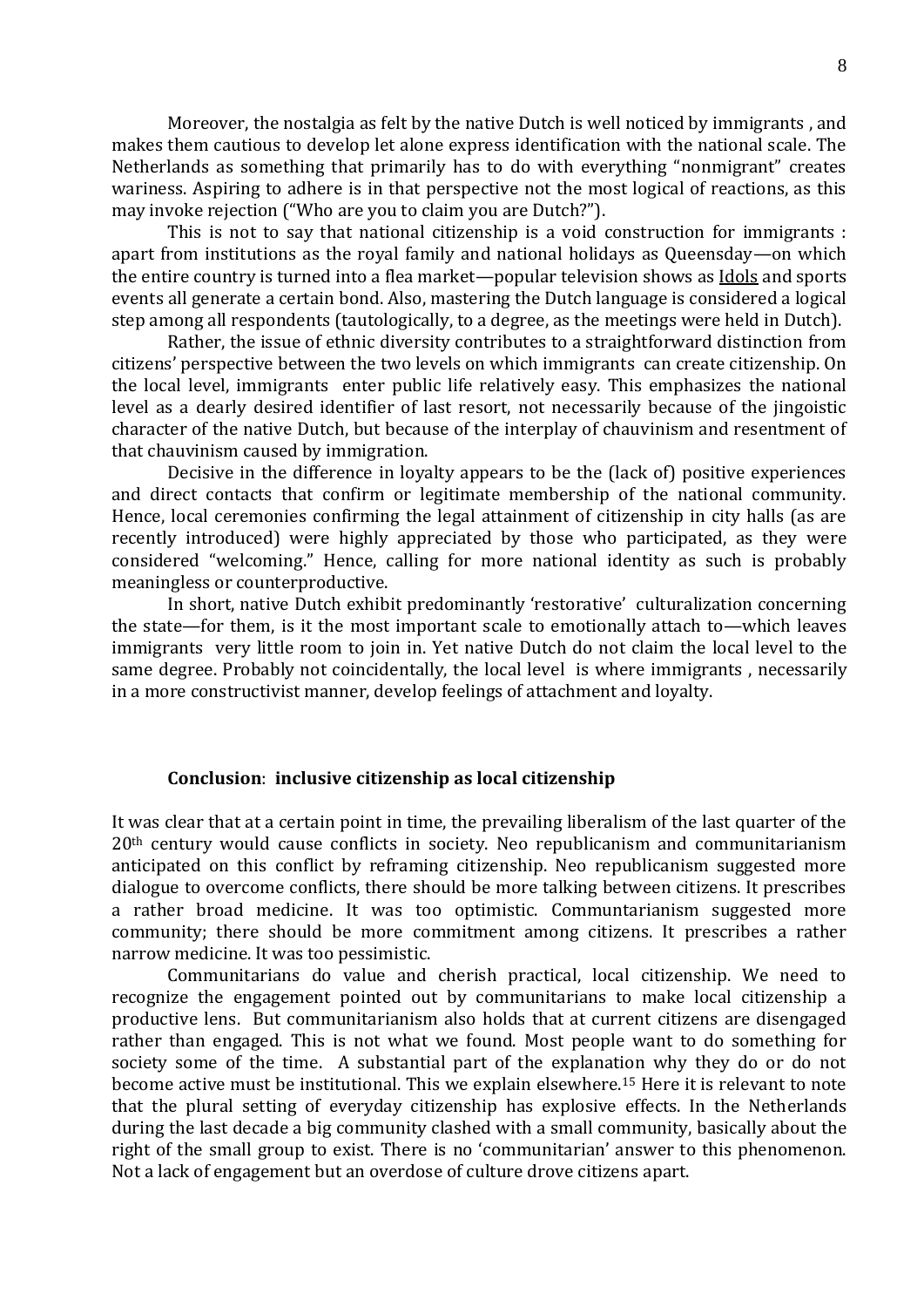Moreover, the nostalgia as felt by the native Dutch is well noticed by immigrants , and makes them cautious to develop let alone express identification with the national scale. The Netherlands as something that primarily has to do with everything "nonmigrant" creates wariness. Aspiring to adhere is in that perspective not the most logical of reactions, as this may invoke rejection ("Who are you to claim you are Dutch?").

This is not to say that national citizenship is a void construction for immigrants : apart from institutions as the royal family and national holidays as Queensday—on which the entire country is turned into a flea market—popular television shows as Idols and sports events all generate a certain bond. Also, mastering the Dutch language is considered a logical step among all respondents (tautologically, to a degree, as the meetings were held in Dutch).

Rather, the issue of ethnic diversity contributes to a straightforward distinction from citizens' perspective between the two levels on which immigrants can create citizenship. On the local level, immigrants enter public life relatively easy. This emphasizes the national level as a dearly desired identifier of last resort, not necessarily because of the jingoistic character of the native Dutch, but because of the interplay of chauvinism and resentment of that chauvinism caused by immigration.

Decisive in the difference in loyalty appears to be the (lack of) positive experiences and direct contacts that confirm or legitimate membership of the national community. Hence, local ceremonies confirming the legal attainment of citizenship in city halls (as are recently introduced) were highly appreciated by those who participated, as they were considered "welcoming." Hence, calling for more national identity as such is probably meaningless or counterproductive.

In short, native Dutch exhibit predominantly 'restorative' culturalization concerning the state—for them, is it the most important scale to emotionally attach to—which leaves immigrants very little room to join in. Yet native Dutch do not claim the local level to the same degree. Probably not coincidentally, the local level is where immigrants , necessarily in a more constructivist manner, develop feelings of attachment and loyalty.

## **Conclusion**: inclusive citizenship as local citizenship

It was clear that at a certain point in time, the prevailing liberalism of the last quarter of the 20th century would cause conflicts in society. Neo republicanism and communitarianism anticipated on this conflict by reframing citizenship. Neo republicanism suggested more dialogue to overcome conflicts, there should be more talking between citizens. It prescribes a rather broad medicine. It was too optimistic. Communtarianism suggested more community; there should be more commitment among citizens. It prescribes a rather narrow medicine. It was too pessimistic.

Communitarians do value and cherish practical, local citizenship. We need to recognize the engagement pointed out by communitarians to make local citizenship a productive lens. But communitarianism also holds that at current citizens are disengaged rather than engaged. This is not what we found. Most people want to do something for society some of the time. A substantial part of the explanation why they do or do not become active must be institutional. This we explain elsewhere.[15] Here it is relevant to note that the plural setting of everyday citizenship has explosive effects. In the Netherlands during the last decade a big community clashed with a small community, basically about the right of the small group to exist. There is no 'communitarian' answer to this phenomenon. Not a lack of engagement but an overdose of culture drove citizens apart.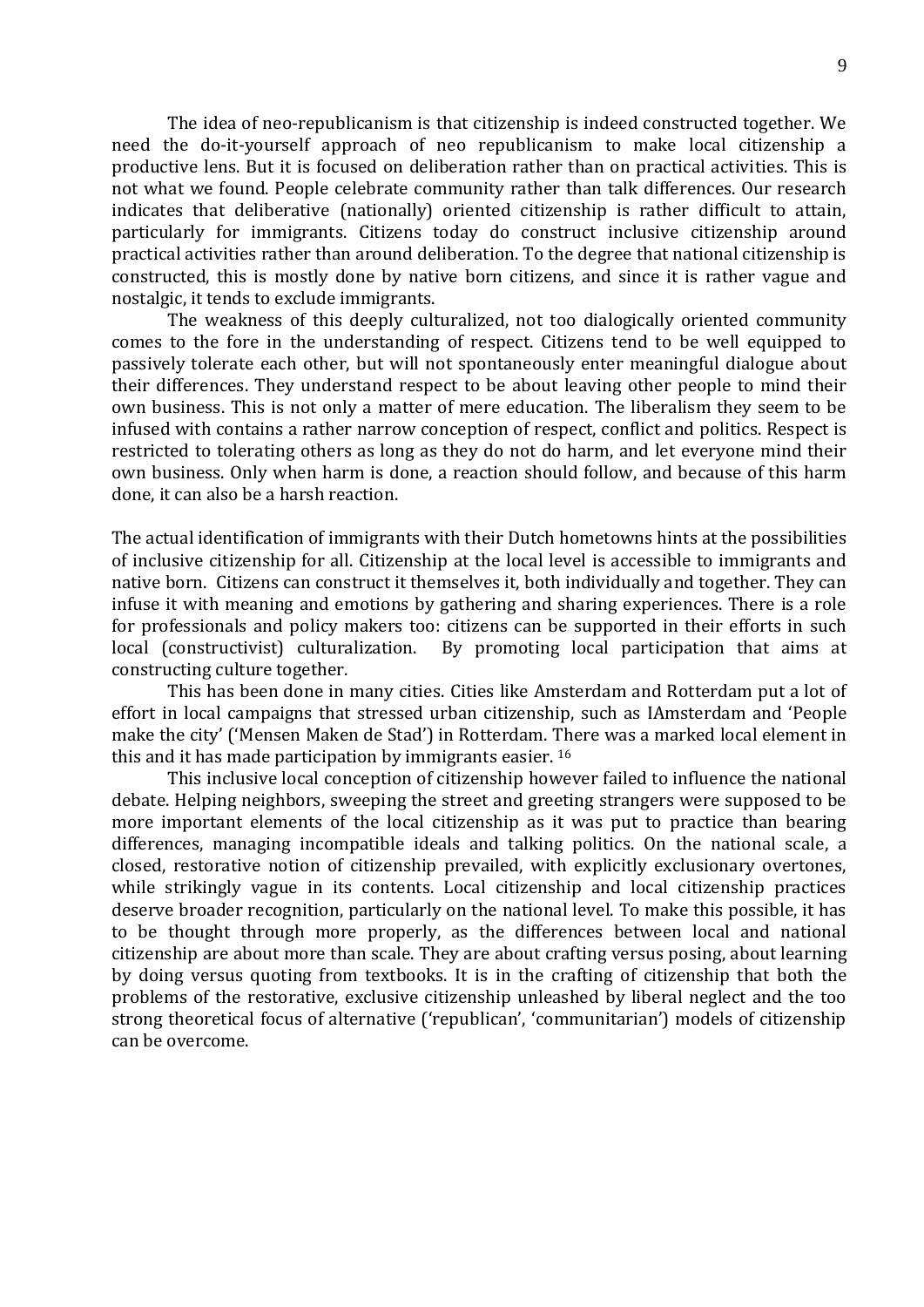The idea of neo-republicanism is that citizenship is indeed constructed together. We need the do-it-yourself approach of neo republicanism to make local citizenship a productive lens. But it is focused on deliberation rather than on practical activities. This is not what we found. People celebrate community rather than talk differences. Our research indicates that deliberative (nationally) oriented citizenship is rather difficult to attain, particularly for immigrants. Citizens today do construct inclusive citizenship around practical activities rather than around deliberation. To the degree that national citizenship is constructed, this is mostly done by native born citizens, and since it is rather vague and nostalgic, it tends to exclude immigrants.

The weakness of this deeply culturalized, not too dialogically oriented community comes to the fore in the understanding of respect. Citizens tend to be well equipped to passively tolerate each other, but will not spontaneously enter meaningful dialogue about their differences. They understand respect to be about leaving other people to mind their own business. This is not only a matter of mere education. The liberalism they seem to be infused with contains a rather narrow conception of respect, conflict and politics. Respect is restricted to tolerating others as long as they do not do harm, and let everyone mind their own business. Only when harm is done, a reaction should follow, and because of this harm done, it can also be a harsh reaction.

The actual identification of immigrants with their Dutch hometowns hints at the possibilities of inclusive citizenship for all. Citizenship at the local level is accessible to immigrants and native born. Citizens can construct it themselves it, both individually and together. They can infuse it with meaning and emotions by gathering and sharing experiences. There is a role for professionals and policy makers too: citizens can be supported in their efforts in such local (constructivist) culturalization. By promoting local participation that aims at constructing culture together.

This has been done in many cities. Cities like Amsterdam and Rotterdam put a lot of effort in local campaigns that stressed urban citizenship, such as IAmsterdam and 'People make the city' ('Mensen Maken de Stad') in Rotterdam. There was a marked local element in this and it has made participation by immigrants easier. [16]

This inclusive local conception of citizenship however failed to influence the national debate. Helping neighbors, sweeping the street and greeting strangers were supposed to be more important elements of the local citizenship as it was put to practice than bearing differences, managing incompatible ideals and talking politics. On the national scale, a closed, restorative notion of citizenship prevailed, with explicitly exclusionary overtones, while strikingly vague in its contents. Local citizenship and local citizenship practices deserve broader recognition, particularly on the national level. To make this possible, it has to be thought through more properly, as the differences between local and national citizenship are about more than scale. They are about crafting versus posing, about learning by doing versus quoting from textbooks. It is in the crafting of citizenship that both the problems of the restorative, exclusive citizenship unleashed by liberal neglect and the too strong theoretical focus of alternative ('republican', 'communitarian') models of citizenship can be overcome.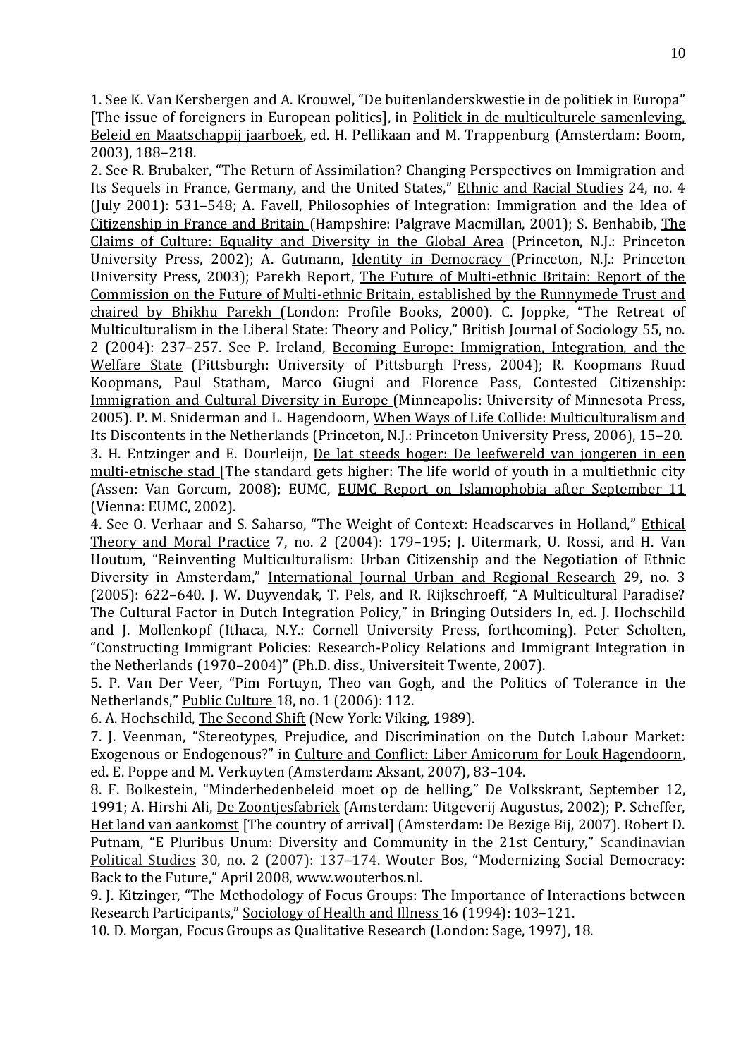1. See K. Van Kersbergen and A. Krouwel, "De buitenlanderskwestie in de politiek in Europa" [The issue of foreigners in European politics], in Politiek in de multiculturele samenleving, Beleid en Maatschappij jaarboek, ed. H. Pellikaan and M. Trappenburg (Amsterdam: Boom, 2003), 188–218.

2. See R. Brubaker, "The Return of Assimilation? Changing Perspectives on Immigration and Its Sequels in France, Germany, and the United States," Ethnic and Racial Studies 24, no. 4 (July 2001): 531–548; A. Favell, Philosophies of Integration: Immigration and the Idea of Citizenship in France and Britain (Hampshire: Palgrave Macmillan, 2001); S. Benhabib, The Claims of Culture: Equality and Diversity in the Global Area (Princeton, N.J.: Princeton University Press, 2002); A. Gutmann, Identity in Democracy (Princeton, N.J.: Princeton University Press, 2003); Parekh Report, The Future of Multi-ethnic Britain: Report of the Commission on the Future of Multi-ethnic Britain, established by the Runnymede Trust and chaired by Bhikhu Parekh (London: Profile Books, 2000). C. Joppke, "The Retreat of Multiculturalism in the Liberal State: Theory and Policy," British Journal of Sociology 55, no. 2 (2004): 237–257. See P. Ireland, Becoming Europe: Immigration, Integration, and the Welfare State (Pittsburgh: University of Pittsburgh Press, 2004); R. Koopmans Ruud Koopmans, Paul Statham, Marco Giugni and Florence Pass, Contested Citizenship: Immigration and Cultural Diversity in Europe (Minneapolis: University of Minnesota Press, 2005). P. M. Sniderman and L. Hagendoorn, When Ways of Life Collide: Multiculturalism and Its Discontents in the Netherlands (Princeton, N.J.: Princeton University Press, 2006), 15–20.

3. H. Entzinger and E. Dourleijn, De lat steeds hoger: De leefwereld van jongeren in een multi-etnische stad [The standard gets higher: The life world of youth in a multiethnic city (Assen: Van Gorcum, 2008); EUMC, EUMC Report on Islamophobia after September 11 (Vienna: EUMC, 2002).

4. See O. Verhaar and S. Saharso, "The Weight of Context: Headscarves in Holland," Ethical Theory and Moral Practice 7, no. 2 (2004): 179–195; J. Uitermark, U. Rossi, and H. Van Houtum, "Reinventing Multiculturalism: Urban Citizenship and the Negotiation of Ethnic Diversity in Amsterdam," International Journal Urban and Regional Research 29, no. 3 (2005): 622–640. J. W. Duyvendak, T. Pels, and R. Rijkschroeff, "A Multicultural Paradise? The Cultural Factor in Dutch Integration Policy," in Bringing Outsiders In, ed. J. Hochschild and J. Mollenkopf (Ithaca, N.Y.: Cornell University Press, forthcoming). Peter Scholten, "Constructing Immigrant Policies: Research-Policy Relations and Immigrant Integration in the Netherlands (1970–2004)" (Ph.D. diss., Universiteit Twente, 2007).

5. P. Van Der Veer, "Pim Fortuyn, Theo van Gogh, and the Politics of Tolerance in the Netherlands," Public Culture 18, no. 1 (2006): 112.

6. A. Hochschild, The Second Shift (New York: Viking, 1989).

7. J. Veenman, "Stereotypes, Prejudice, and Discrimination on the Dutch Labour Market: Exogenous or Endogenous?" in Culture and Conflict: Liber Amicorum for Louk Hagendoorn, ed. E. Poppe and M. Verkuyten (Amsterdam: Aksant, 2007), 83–104.

8. F. Bolkestein, "Minderhedenbeleid moet op de helling," De Volkskrant, September 12, 1991; A. Hirshi Ali, De Zoontjesfabriek (Amsterdam: Uitgeverij Augustus, 2002); P. Scheffer, Het land van aankomst [The country of arrival] (Amsterdam: De Bezige Bij, 2007). Robert D. Putnam, "E Pluribus Unum: Diversity and Community in the 21st Century," Scandinavian Political Studies 30, no. 2 (2007): 137–174. Wouter Bos, "Modernizing Social Democracy: Back to the Future," April 2008, www.wouterbos.nl.

9. J. Kitzinger, "The Methodology of Focus Groups: The Importance of Interactions between Research Participants," Sociology of Health and Illness 16 (1994): 103–121.

10. D. Morgan, Focus Groups as Qualitative Research (London: Sage, 1997), 18.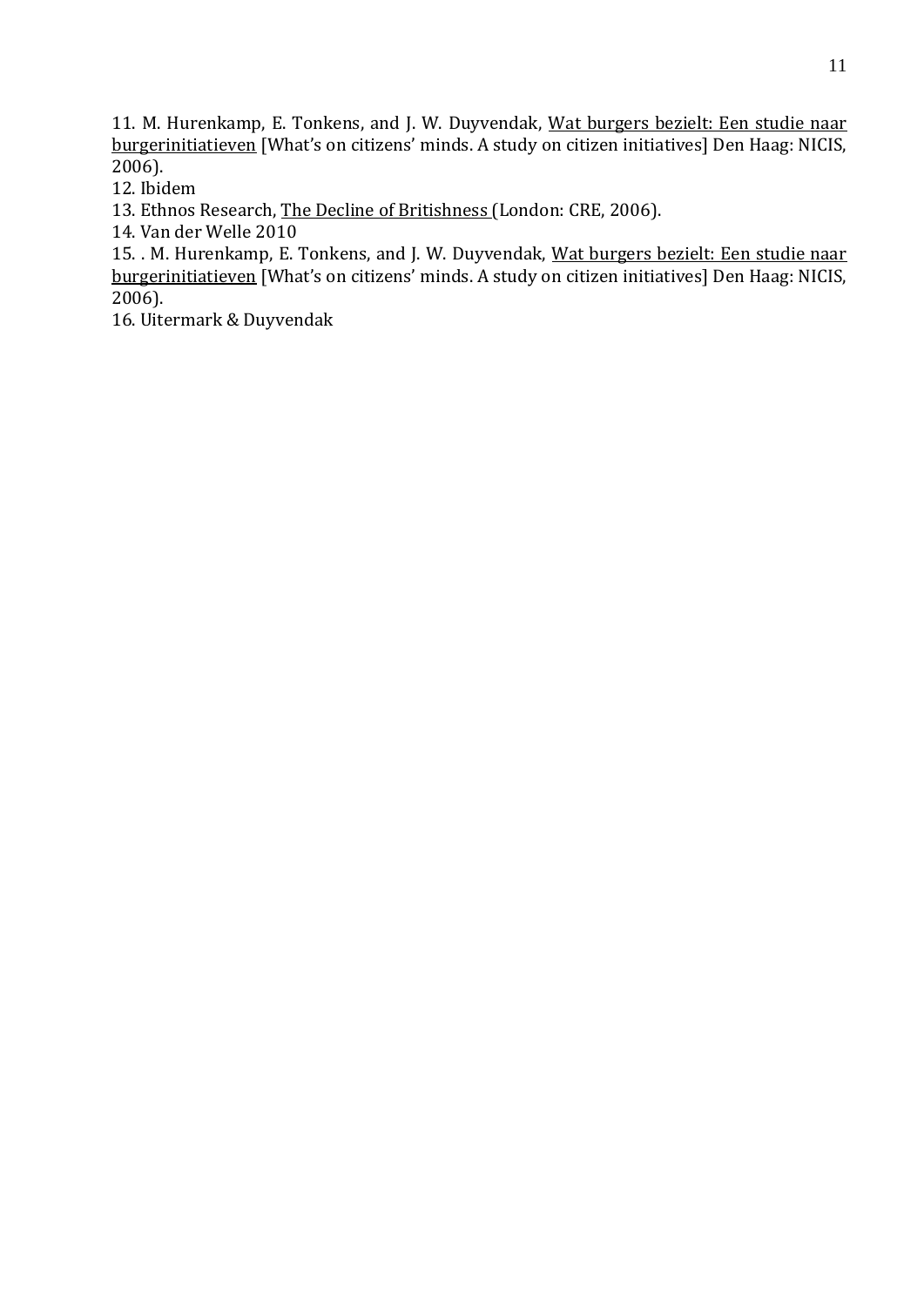11. M. Hurenkamp, E. Tonkens, and J. W. Duyvendak, Wat burgers bezielt: Een studie naar burgerinitiatieven [What's on citizens' minds. A study on citizen initiatives] Den Haag: NICIS, 2006).

12. Ibidem

13. Ethnos Research, The Decline of Britishness (London: CRE, 2006).

14. Van der Welle 2010

15. . M. Hurenkamp, E. Tonkens, and J. W. Duyvendak, Wat burgers bezielt: Een studie naar burgerinitiatieven [What's on citizens' minds. A study on citizen initiatives] Den Haag: NICIS, 2006).

16. Uitermark & Duyvendak